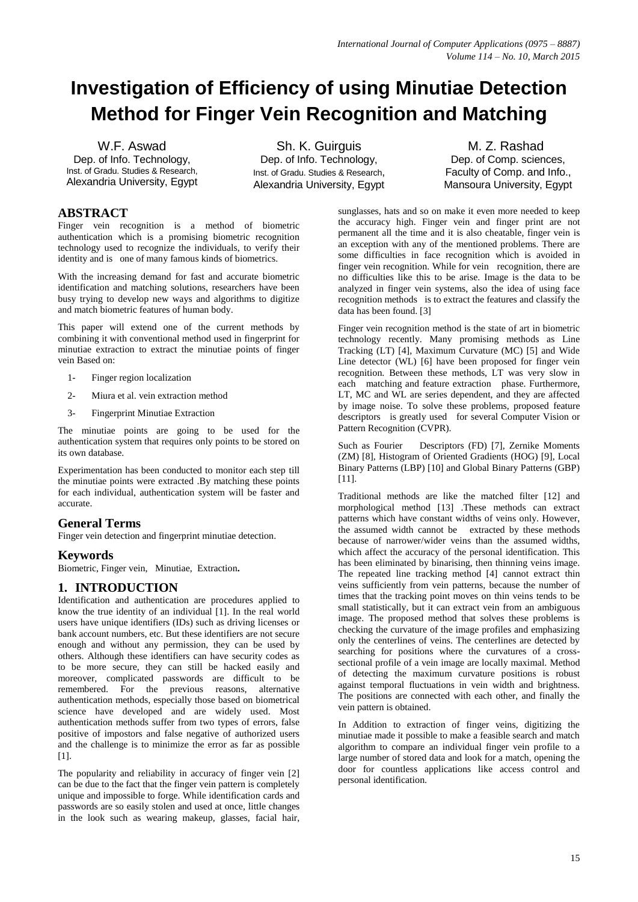# Investigation of Efficiency of using Minutiae Detection Method for Finger Vein Recognition and Matching

W.F. Aswad
Dep. of Info. Technology,
Inst. of Gradu. Studies & Research,
Alexandria University, Egypt

Sh. K. Guirguis
Dep. of Info. Technology,
Inst. of Gradu. Studies & Research,
Alexandria University, Egypt

M. Z. Rashad
Dep. of Comp. sciences,
Faculty of Comp. and Info.,
Mansoura University, Egypt

## ABSTRACT

Finger vein recognition is a method of biometric authentication which is a promising biometric recognition technology used to recognize the individuals, to verify their identity and is one of many famous kinds of biometrics.

With the increasing demand for fast and accurate biometric identification and matching solutions, researchers have been busy trying to develop new ways and algorithms to digitize and match biometric features of human body.

This paper will extend one of the current methods by combining it with conventional method used in fingerprint for minutiae extraction to extract the minutiae points of finger vein Based on:

1- Finger region localization
2- Miura et al. vein extraction method
3- Fingerprint Minutiae Extraction

The minutiae points are going to be used for the authentication system that requires only points to be stored on its own database.

Experimentation has been conducted to monitor each step till the minutiae points were extracted .By matching these points for each individual, authentication system will be faster and accurate.

## General Terms

Finger vein detection and fingerprint minutiae detection.

## Keywords

Biometric, Finger vein, Minutiae, Extraction**.**

## 1. INTRODUCTION

Identification and authentication are procedures applied to know the true identity of an individual [1]. In the real world users have unique identifiers (IDs) such as driving licenses or bank account numbers, etc. But these identifiers are not secure enough and without any permission, they can be used by others. Although these identifiers can have security codes as to be more secure, they can still be hacked easily and moreover, complicated passwords are difficult to be remembered. For the previous reasons, alternative authentication methods, especially those based on biometrical science have developed and are widely used. Most authentication methods suffer from two types of errors, false positive of impostors and false negative of authorized users and the challenge is to minimize the error as far as possible [1].

The popularity and reliability in accuracy of finger vein [2] can be due to the fact that the finger vein pattern is completely unique and impossible to forge. While identification cards and passwords are so easily stolen and used at once, little changes in the look such as wearing makeup, glasses, facial hair, sunglasses, hats and so on make it even more needed to keep the accuracy high. Finger vein and finger print are not permanent all the time and it is also cheatable, finger vein is an exception with any of the mentioned problems. There are some difficulties in face recognition which is avoided in finger vein recognition. While for vein recognition, there are no difficulties like this to be arise. Image is the data to be analyzed in finger vein systems, also the idea of using face recognition methods is to extract the features and classify the data has been found. [3]

Finger vein recognition method is the state of art in biometric technology recently. Many promising methods as Line Tracking (LT) [4], Maximum Curvature (MC) [5] and Wide Line detector (WL) [6] have been proposed for finger vein recognition. Between these methods, LT was very slow in each matching and feature extraction phase. Furthermore, LT, MC and WL are series dependent, and they are affected by image noise. To solve these problems, proposed feature descriptors is greatly used for several Computer Vision or Pattern Recognition (CVPR).

Such as Fourier Descriptors (FD) [7], Zernike Moments (ZM) [8], Histogram of Oriented Gradients (HOG) [9], Local Binary Patterns (LBP) [10] and Global Binary Patterns (GBP) [11].

Traditional methods are like the matched filter [12] and morphological method [13] .These methods can extract patterns which have constant widths of veins only. However, the assumed width cannot be extracted by these methods because of narrower/wider veins than the assumed widths, which affect the accuracy of the personal identification. This has been eliminated by binarising, then thinning veins image. The repeated line tracking method [4] cannot extract thin veins sufficiently from vein patterns, because the number of times that the tracking point moves on thin veins tends to be small statistically, but it can extract vein from an ambiguous image. The proposed method that solves these problems is checking the curvature of the image profiles and emphasizing only the centerlines of veins. The centerlines are detected by searching for positions where the curvatures of a cross-sectional profile of a vein image are locally maximal. Method of detecting the maximum curvature positions is robust against temporal fluctuations in vein width and brightness. The positions are connected with each other, and finally the vein pattern is obtained.

In Addition to extraction of finger veins, digitizing the minutiae made it possible to make a feasible search and match algorithm to compare an individual finger vein profile to a large number of stored data and look for a match, opening the door for countless applications like access control and personal identification.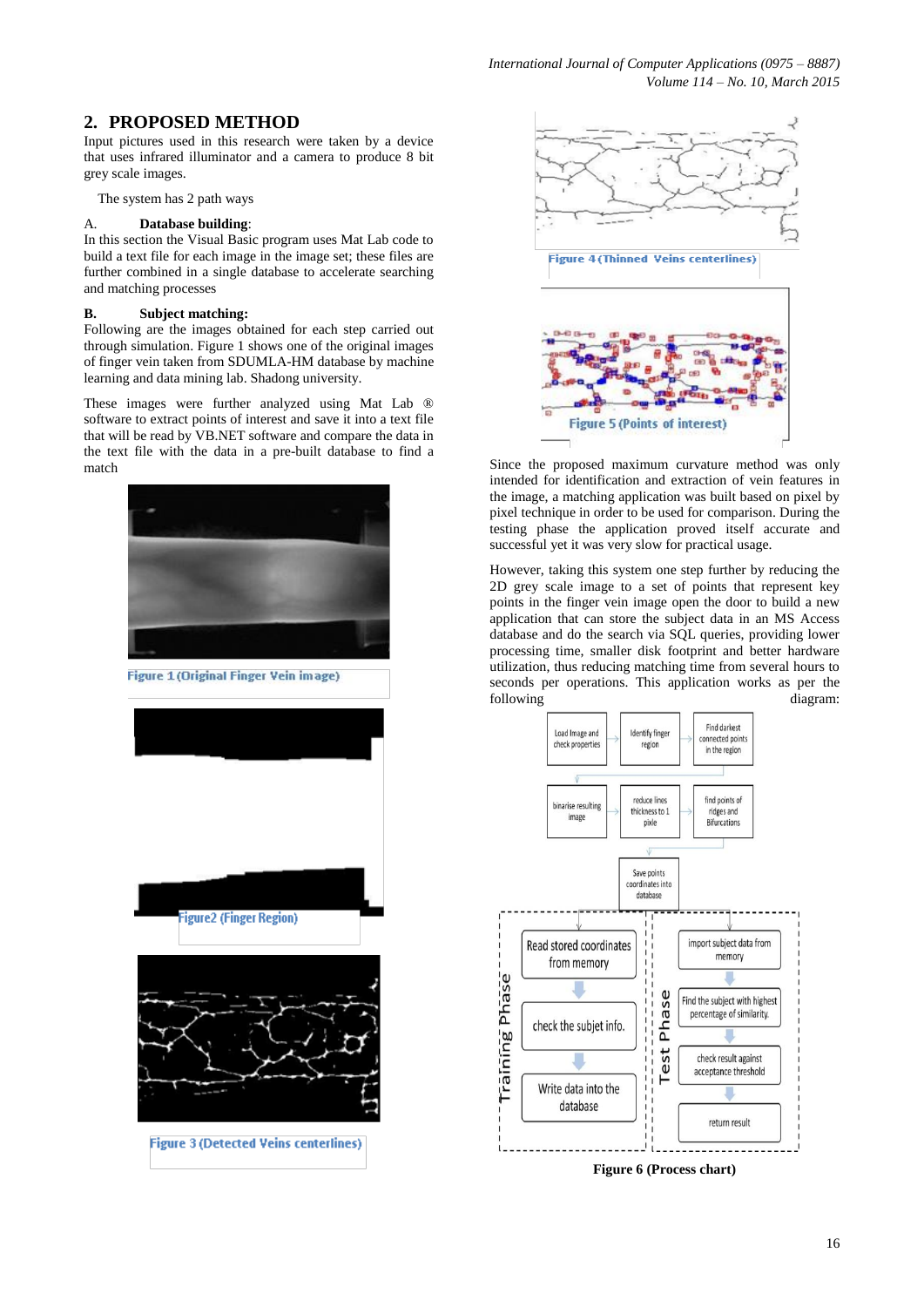## 2. PROPOSED METHOD

Input pictures used in this research were taken by a device that uses infrared illuminator and a camera to produce 8 bit grey scale images.

The system has 2 path ways

A. **Database building**:

In this section the Visual Basic program uses Mat Lab code to build a text file for each image in the image set; these files are further combined in a single database to accelerate searching and matching processes

**B. Subject matching:**

Following are the images obtained for each step carried out through simulation. Figure 1 shows one of the original images of finger vein taken from SDUMLA-HM database by machine learning and data mining lab. Shadong university.

These images were further analyzed using Mat Lab ® software to extract points of interest and save it into a text file that will be read by VB.NET software and compare the data in the text file with the data in a pre-built database to find a match

Figure 1 (Original Finger Vein image)

Figure2 (Finger Region)

Figure 3 (Detected Veins centerlines)

Figure 4 (Thinned Veins centerlines)

Figure 5 (Points of interest)

Since the proposed maximum curvature method was only intended for identification and extraction of vein features in the image, a matching application was built based on pixel by pixel technique in order to be used for comparison. During the testing phase the application proved itself accurate and successful yet it was very slow for practical usage.

However, taking this system one step further by reducing the 2D grey scale image to a set of points that represent key points in the finger vein image open the door to build a new application that can store the subject data in an MS Access database and do the search via SQL queries, providing lower processing time, smaller disk footprint and better hardware utilization, thus reducing matching time from several hours to seconds per operations. This application works as per the following diagram:

Load Image and check properties → Identify finger region → Find darkest connected points in the region → binarise resulting image → reduce lines thickness to 1 pixle → find points of ridges and Bifurcations → Save points coordinates into database

Training Phase: Read stored coordinates from memory → check the subjet info. → Write data into the database

Test Phase: import subject data from memory → Find the subject with highest percentage of similarity. → check result against acceptance threshold → return result

**Figure 6 (Process chart)**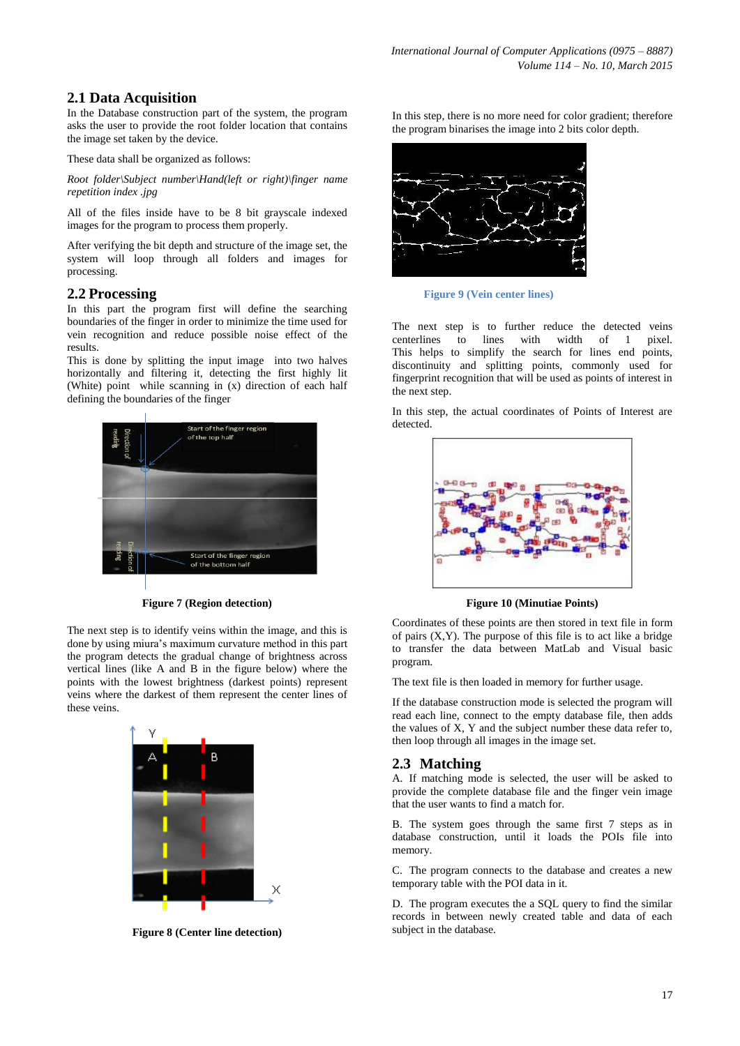## 2.1 Data Acquisition

In the Database construction part of the system, the program asks the user to provide the root folder location that contains the image set taken by the device.

These data shall be organized as follows:

*Root folder\Subject number\Hand(left or right)\finger name repetition index .jpg*

All of the files inside have to be 8 bit grayscale indexed images for the program to process them properly.

After verifying the bit depth and structure of the image set, the system will loop through all folders and images for processing.

## 2.2 Processing

In this part the program first will define the searching boundaries of the finger in order to minimize the time used for vein recognition and reduce possible noise effect of the results.

This is done by splitting the input image into two halves horizontally and filtering it, detecting the first highly lit (White) point while scanning in (x) direction of each half defining the boundaries of the finger

**Figure 7 (Region detection)**

The next step is to identify veins within the image, and this is done by using miura's maximum curvature method in this part the program detects the gradual change of brightness across vertical lines (like A and B in the figure below) where the points with the lowest brightness (darkest points) represent veins where the darkest of them represent the center lines of these veins.

**Figure 8 (Center line detection)**

In this step, there is no more need for color gradient; therefore the program binarises the image into 2 bits color depth.

**Figure 9 (Vein center lines)**

The next step is to further reduce the detected veins centerlines to lines with width of 1 pixel. This helps to simplify the search for lines end points, discontinuity and splitting points, commonly used for fingerprint recognition that will be used as points of interest in the next step.

In this step, the actual coordinates of Points of Interest are detected.

**Figure 10 (Minutiae Points)**

Coordinates of these points are then stored in text file in form of pairs (X,Y). The purpose of this file is to act like a bridge to transfer the data between MatLab and Visual basic program.

The text file is then loaded in memory for further usage.

If the database construction mode is selected the program will read each line, connect to the empty database file, then adds the values of X, Y and the subject number these data refer to, then loop through all images in the image set.

## 2.3 Matching

A. If matching mode is selected, the user will be asked to provide the complete database file and the finger vein image that the user wants to find a match for.

B. The system goes through the same first 7 steps as in database construction, until it loads the POIs file into memory.

C. The program connects to the database and creates a new temporary table with the POI data in it.

D. The program executes the a SQL query to find the similar records in between newly created table and data of each subject in the database.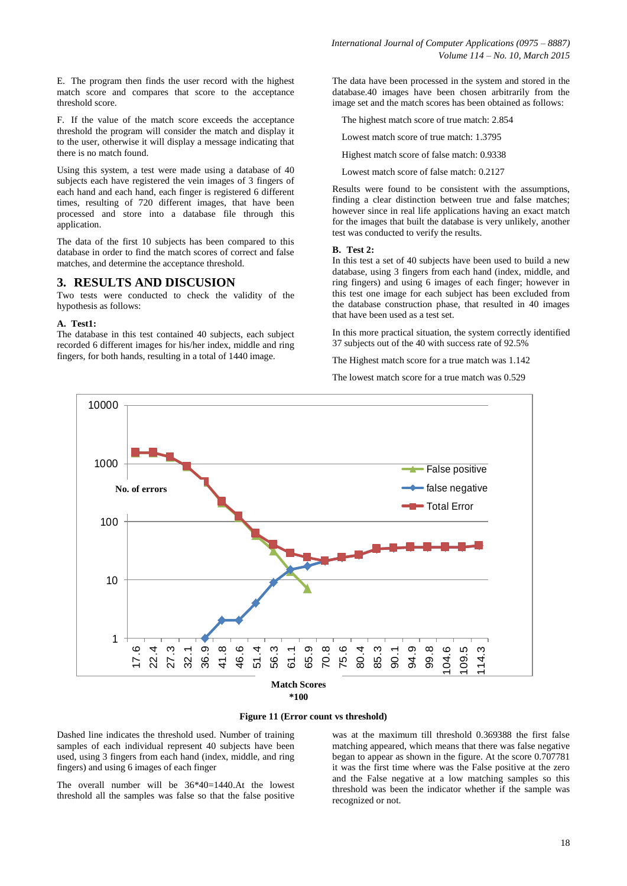E. The program then finds the user record with the highest match score and compares that score to the acceptance threshold score.

F. If the value of the match score exceeds the acceptance threshold the program will consider the match and display it to the user, otherwise it will display a message indicating that there is no match found.

Using this system, a test were made using a database of 40 subjects each have registered the vein images of 3 fingers of each hand and each hand, each finger is registered 6 different times, resulting of 720 different images, that have been processed and store into a database file through this application.

The data of the first 10 subjects has been compared to this database in order to find the match scores of correct and false matches, and determine the acceptance threshold.

## 3. RESULTS AND DISCUSION

Two tests were conducted to check the validity of the hypothesis as follows:

### A. Test1:

The database in this test contained 40 subjects, each subject recorded 6 different images for his/her index, middle and ring fingers, for both hands, resulting in a total of 1440 image.

The data have been processed in the system and stored in the database.40 images have been chosen arbitrarily from the image set and the match scores has been obtained as follows:

The highest match score of true match: 2.854

Lowest match score of true match: 1.3795

Highest match score of false match: 0.9338

Lowest match score of false match: 0.2127

Results were found to be consistent with the assumptions, finding a clear distinction between true and false matches; however since in real life applications having an exact match for the images that built the database is very unlikely, another test was conducted to verify the results.

### B. Test 2:

In this test a set of 40 subjects have been used to build a new database, using 3 fingers from each hand (index, middle, and ring fingers) and using 6 images of each finger; however in this test one image for each subject has been excluded from the database construction phase, that resulted in 40 images that have been used as a test set.

In this more practical situation, the system correctly identified 37 subjects out of the 40 with success rate of 92.5%

The Highest match score for a true match was 1.142

The lowest match score for a true match was 0.529

**Figure 11 (Error count vs threshold)**

Dashed line indicates the threshold used. Number of training samples of each individual represent 40 subjects have been used, using 3 fingers from each hand (index, middle, and ring fingers) and using 6 images of each finger

The overall number will be 36*40=1440.At the lowest threshold all the samples was false so that the false positive was at the maximum till threshold 0.369388 the first false matching appeared, which means that there was false negative began to appear as shown in the figure. At the score 0.707781 it was the first time where was the False positive at the zero and the False negative at a low matching samples so this threshold was been the indicator whether if the sample was recognized or not.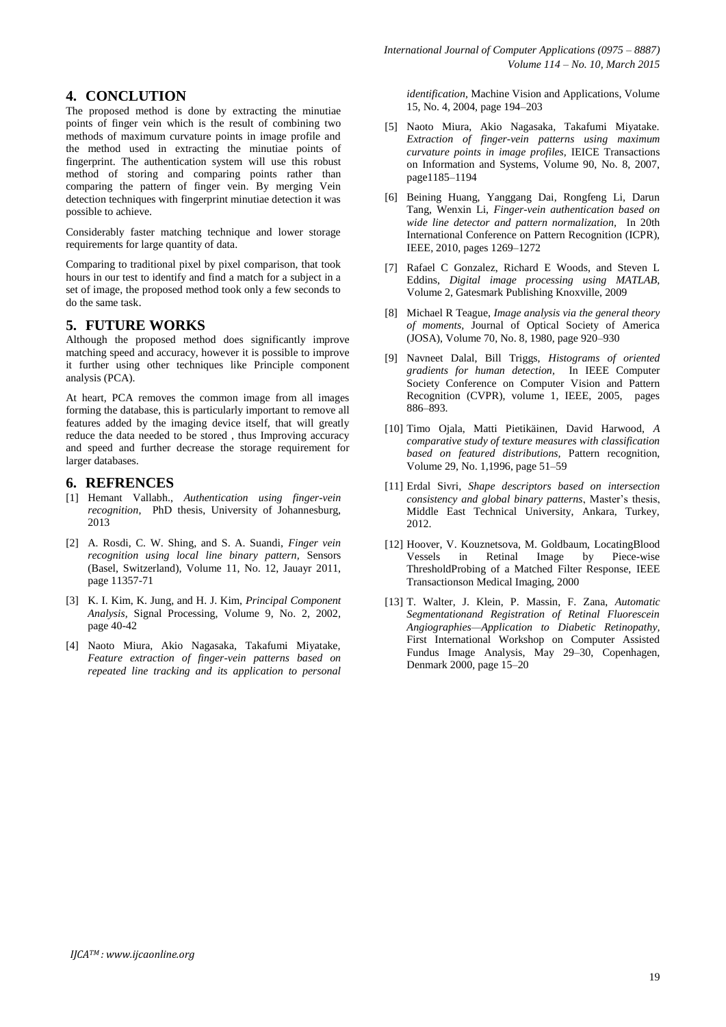## 4. CONCLUTION

The proposed method is done by extracting the minutiae points of finger vein which is the result of combining two methods of maximum curvature points in image profile and the method used in extracting the minutiae points of fingerprint. The authentication system will use this robust method of storing and comparing points rather than comparing the pattern of finger vein. By merging Vein detection techniques with fingerprint minutiae detection it was possible to achieve.

Considerably faster matching technique and lower storage requirements for large quantity of data.

Comparing to traditional pixel by pixel comparison, that took hours in our test to identify and find a match for a subject in a set of image, the proposed method took only a few seconds to do the same task.

## 5. FUTURE WORKS

Although the proposed method does significantly improve matching speed and accuracy, however it is possible to improve it further using other techniques like Principle component analysis (PCA).

At heart, PCA removes the common image from all images forming the database, this is particularly important to remove all features added by the imaging device itself, that will greatly reduce the data needed to be stored , thus Improving accuracy and speed and further decrease the storage requirement for larger databases.

## 6. REFRENCES

[1] Hemant Vallabh., *Authentication using finger-vein recognition*, PhD thesis, University of Johannesburg, 2013

[2] A. Rosdi, C. W. Shing, and S. A. Suandi, *Finger vein recognition using local line binary pattern,* Sensors (Basel, Switzerland), Volume 11, No. 12, Jauayr 2011, page 11357-71

[3] K. I. Kim, K. Jung, and H. J. Kim, *Principal Component Analysis,* Signal Processing, Volume 9, No. 2, 2002, page 40-42

[4] Naoto Miura, Akio Nagasaka, Takafumi Miyatake, *Feature extraction of finger-vein patterns based on repeated line tracking and its application to personal identification,* Machine Vision and Applications, Volume 15, No. 4, 2004, page 194–203

[5] Naoto Miura, Akio Nagasaka, Takafumi Miyatake. *Extraction of finger-vein patterns using maximum curvature points in image profiles,* IEICE Transactions on Information and Systems, Volume 90, No. 8, 2007, page1185–1194

[6] Beining Huang, Yanggang Dai, Rongfeng Li, Darun Tang, Wenxin Li, *Finger-vein authentication based on wide line detector and pattern normalization,* In 20th International Conference on Pattern Recognition (ICPR), IEEE, 2010, pages 1269–1272

[7] Rafael C Gonzalez, Richard E Woods, and Steven L Eddins, *Digital image processing using MATLAB,* Volume 2, Gatesmark Publishing Knoxville, 2009

[8] Michael R Teague, *Image analysis via the general theory of moments,* Journal of Optical Society of America (JOSA), Volume 70, No. 8, 1980, page 920–930

[9] Navneet Dalal, Bill Triggs, *Histograms of oriented gradients for human detection,* In IEEE Computer Society Conference on Computer Vision and Pattern Recognition (CVPR), volume 1, IEEE, 2005, pages 886–893.

[10] Timo Ojala, Matti Pietikäinen, David Harwood, *A comparative study of texture measures with classification based on featured distributions,* Pattern recognition, Volume 29, No. 1,1996, page 51–59

[11] Erdal Sivri, *Shape descriptors based on intersection consistency and global binary patterns*, Master's thesis, Middle East Technical University, Ankara, Turkey, 2012.

[12] Hoover, V. Kouznetsova, M. Goldbaum, LocatingBlood Vessels in Retinal Image by Piece-wise ThresholdProbing of a Matched Filter Response, IEEE Transactionson Medical Imaging, 2000

[13] T. Walter, J. Klein, P. Massin, F. Zana, *Automatic Segmentationand Registration of Retinal Fluorescein Angiographies—Application to Diabetic Retinopathy,* First International Workshop on Computer Assisted Fundus Image Analysis, May 29–30, Copenhagen, Denmark 2000, page 15–20